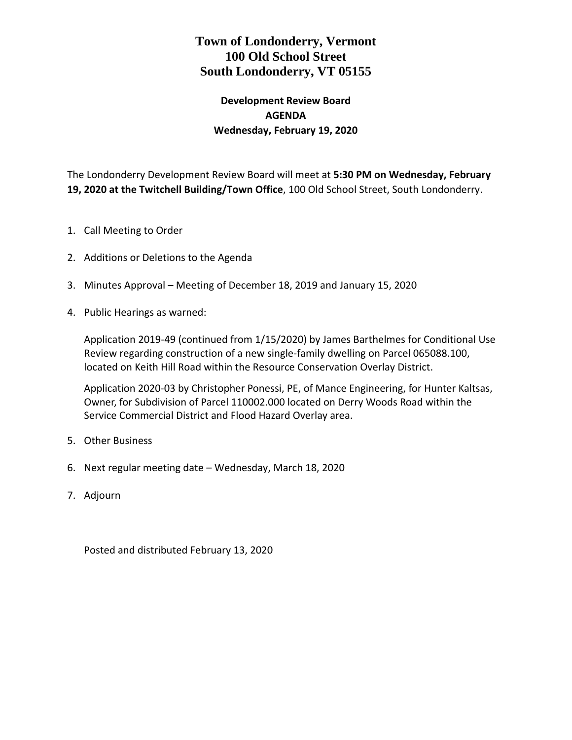# Town of Londonderry, Vermont
# 100 Old School Street
# South Londonderry, VT 05155

## Development Review Board
## AGENDA
## Wednesday, February 19, 2020

The Londonderry Development Review Board will meet at **5:30 PM on Wednesday, February 19, 2020 at the Twitchell Building/Town Office**, 100 Old School Street, South Londonderry.

1. Call Meeting to Order

2. Additions or Deletions to the Agenda

3. Minutes Approval – Meeting of December 18, 2019 and January 15, 2020

4. Public Hearings as warned:

   Application 2019-49 (continued from 1/15/2020) by James Barthelmes for Conditional Use Review regarding construction of a new single-family dwelling on Parcel 065088.100, located on Keith Hill Road within the Resource Conservation Overlay District.

   Application 2020-03 by Christopher Ponessi, PE, of Mance Engineering, for Hunter Kaltsas, Owner, for Subdivision of Parcel 110002.000 located on Derry Woods Road within the Service Commercial District and Flood Hazard Overlay area.

5. Other Business

6. Next regular meeting date – Wednesday, March 18, 2020

7. Adjourn

Posted and distributed February 13, 2020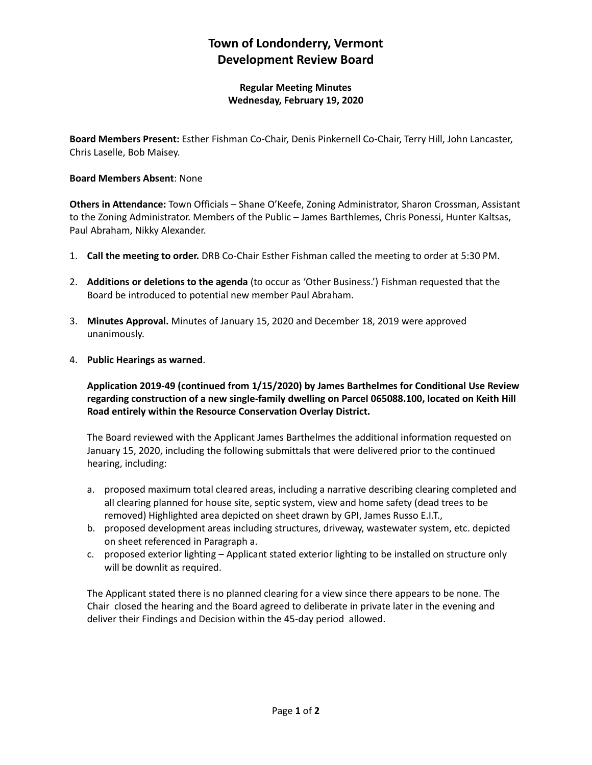# Town of Londonderry, Vermont
# Development Review Board

**Regular Meeting Minutes**
**Wednesday, February 19, 2020**

**Board Members Present:** Esther Fishman Co-Chair, Denis Pinkernell Co-Chair, Terry Hill, John Lancaster, Chris Laselle, Bob Maisey.

**Board Members Absent**: None

**Others in Attendance:** Town Officials – Shane O'Keefe, Zoning Administrator, Sharon Crossman, Assistant to the Zoning Administrator. Members of the Public – James Barthlemes, Chris Ponessi, Hunter Kaltsas, Paul Abraham, Nikky Alexander.

1. **Call the meeting to order.** DRB Co-Chair Esther Fishman called the meeting to order at 5:30 PM.
2. **Additions or deletions to the agenda** (to occur as 'Other Business.') Fishman requested that the Board be introduced to potential new member Paul Abraham.
3. **Minutes Approval.** Minutes of January 15, 2020 and December 18, 2019 were approved unanimously.
4. **Public Hearings as warned**.

   **Application 2019-49 (continued from 1/15/2020) by James Barthelmes for Conditional Use Review regarding construction of a new single-family dwelling on Parcel 065088.100, located on Keith Hill Road entirely within the Resource Conservation Overlay District.**

   The Board reviewed with the Applicant James Barthelmes the additional information requested on January 15, 2020, including the following submittals that were delivered prior to the continued hearing, including:

   a. proposed maximum total cleared areas, including a narrative describing clearing completed and all clearing planned for house site, septic system, view and home safety (dead trees to be removed) Highlighted area depicted on sheet drawn by GPI, James Russo E.I.T.,
   b. proposed development areas including structures, driveway, wastewater system, etc. depicted on sheet referenced in Paragraph a.
   c. proposed exterior lighting – Applicant stated exterior lighting to be installed on structure only will be downlit as required.

   The Applicant stated there is no planned clearing for a view since there appears to be none. The Chair closed the hearing and the Board agreed to deliberate in private later in the evening and deliver their Findings and Decision within the 45-day period allowed.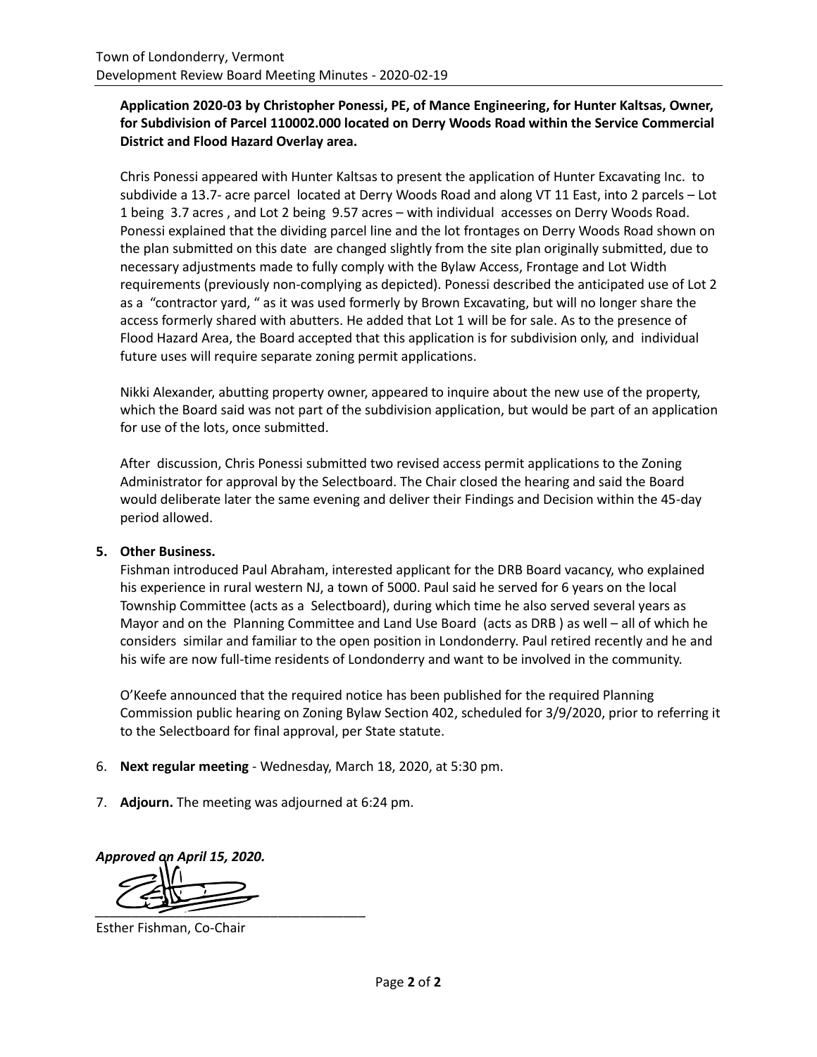**Application 2020-03 by Christopher Ponessi, PE, of Mance Engineering, for Hunter Kaltsas, Owner, for Subdivision of Parcel 110002.000 located on Derry Woods Road within the Service Commercial District and Flood Hazard Overlay area.**

Chris Ponessi appeared with Hunter Kaltsas to present the application of Hunter Excavating Inc. to subdivide a 13.7- acre parcel located at Derry Woods Road and along VT 11 East, into 2 parcels – Lot 1 being 3.7 acres , and Lot 2 being 9.57 acres – with individual accesses on Derry Woods Road. Ponessi explained that the dividing parcel line and the lot frontages on Derry Woods Road shown on the plan submitted on this date are changed slightly from the site plan originally submitted, due to necessary adjustments made to fully comply with the Bylaw Access, Frontage and Lot Width requirements (previously non-complying as depicted). Ponessi described the anticipated use of Lot 2 as a "contractor yard, " as it was used formerly by Brown Excavating, but will no longer share the access formerly shared with abutters. He added that Lot 1 will be for sale. As to the presence of Flood Hazard Area, the Board accepted that this application is for subdivision only, and individual future uses will require separate zoning permit applications.

Nikki Alexander, abutting property owner, appeared to inquire about the new use of the property, which the Board said was not part of the subdivision application, but would be part of an application for use of the lots, once submitted.

After discussion, Chris Ponessi submitted two revised access permit applications to the Zoning Administrator for approval by the Selectboard. The Chair closed the hearing and said the Board would deliberate later the same evening and deliver their Findings and Decision within the 45-day period allowed.

5. **Other Business.**

Fishman introduced Paul Abraham, interested applicant for the DRB Board vacancy, who explained his experience in rural western NJ, a town of 5000. Paul said he served for 6 years on the local Township Committee (acts as a Selectboard), during which time he also served several years as Mayor and on the Planning Committee and Land Use Board (acts as DRB ) as well – all of which he considers similar and familiar to the open position in Londonderry. Paul retired recently and he and his wife are now full-time residents of Londonderry and want to be involved in the community.

O'Keefe announced that the required notice has been published for the required Planning Commission public hearing on Zoning Bylaw Section 402, scheduled for 3/9/2020, prior to referring it to the Selectboard for final approval, per State statute.

6. **Next regular meeting** - Wednesday, March 18, 2020, at 5:30 pm.

7. **Adjourn.** The meeting was adjourned at 6:24 pm.

***Approved on April 15, 2020.***

\_\_\_\_\_\_\_\_\_\_\_\_\_\_\_\_\_\_\_\_\_\_\_\_\_\_\_\_\_\_\_\_\_\_\_\_

Esther Fishman, Co-Chair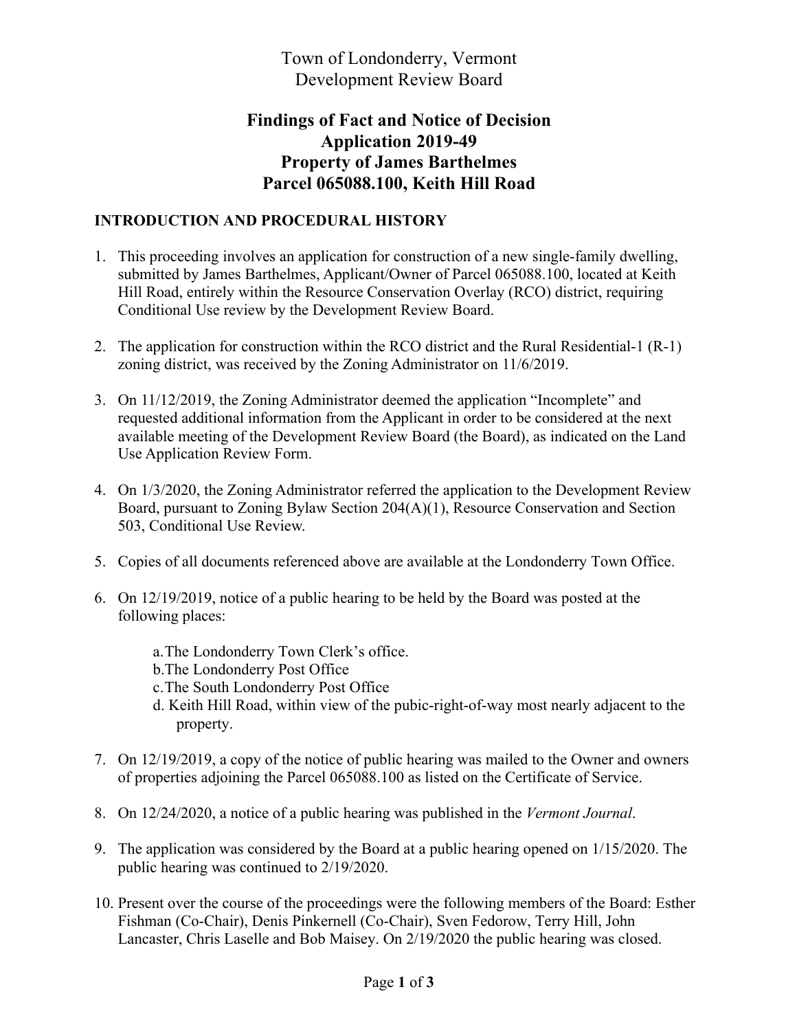# Town of Londonderry, Vermont
# Development Review Board

## Findings of Fact and Notice of Decision
## Application 2019-49
## Property of James Barthelmes
## Parcel 065088.100, Keith Hill Road

### INTRODUCTION AND PROCEDURAL HISTORY

1. This proceeding involves an application for construction of a new single-family dwelling, submitted by James Barthelmes, Applicant/Owner of Parcel 065088.100, located at Keith Hill Road, entirely within the Resource Conservation Overlay (RCO) district, requiring Conditional Use review by the Development Review Board.

2. The application for construction within the RCO district and the Rural Residential-1 (R-1) zoning district, was received by the Zoning Administrator on 11/6/2019.

3. On 11/12/2019, the Zoning Administrator deemed the application "Incomplete" and requested additional information from the Applicant in order to be considered at the next available meeting of the Development Review Board (the Board), as indicated on the Land Use Application Review Form.

4. On 1/3/2020, the Zoning Administrator referred the application to the Development Review Board, pursuant to Zoning Bylaw Section 204(A)(1), Resource Conservation and Section 503, Conditional Use Review.

5. Copies of all documents referenced above are available at the Londonderry Town Office.

6. On 12/19/2019, notice of a public hearing to be held by the Board was posted at the following places:

   a. The Londonderry Town Clerk's office.
   b. The Londonderry Post Office
   c. The South Londonderry Post Office
   d. Keith Hill Road, within view of the pubic-right-of-way most nearly adjacent to the property.

7. On 12/19/2019, a copy of the notice of public hearing was mailed to the Owner and owners of properties adjoining the Parcel 065088.100 as listed on the Certificate of Service.

8. On 12/24/2020, a notice of a public hearing was published in the *Vermont Journal*.

9. The application was considered by the Board at a public hearing opened on 1/15/2020. The public hearing was continued to 2/19/2020.

10. Present over the course of the proceedings were the following members of the Board: Esther Fishman (Co-Chair), Denis Pinkernell (Co-Chair), Sven Fedorow, Terry Hill, John Lancaster, Chris Laselle and Bob Maisey. On 2/19/2020 the public hearing was closed.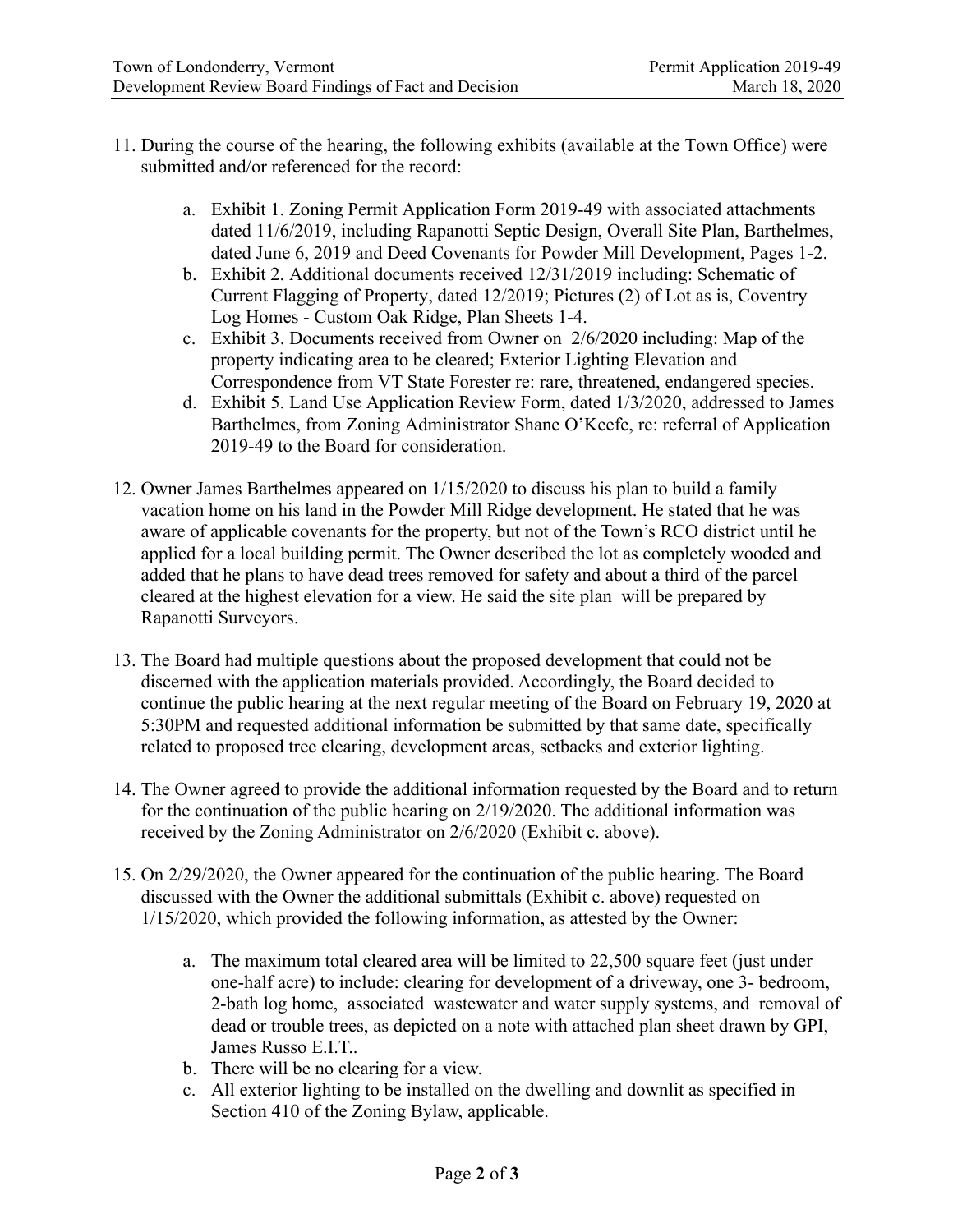11. During the course of the hearing, the following exhibits (available at the Town Office) were submitted and/or referenced for the record:

    a. Exhibit 1. Zoning Permit Application Form 2019-49 with associated attachments dated 11/6/2019, including Rapanotti Septic Design, Overall Site Plan, Barthelmes, dated June 6, 2019 and Deed Covenants for Powder Mill Development, Pages 1-2.
    b. Exhibit 2. Additional documents received 12/31/2019 including: Schematic of Current Flagging of Property, dated 12/2019; Pictures (2) of Lot as is, Coventry Log Homes - Custom Oak Ridge, Plan Sheets 1-4.
    c. Exhibit 3. Documents received from Owner on 2/6/2020 including: Map of the property indicating area to be cleared; Exterior Lighting Elevation and Correspondence from VT State Forester re: rare, threatened, endangered species.
    d. Exhibit 5. Land Use Application Review Form, dated 1/3/2020, addressed to James Barthelmes, from Zoning Administrator Shane O'Keefe, re: referral of Application 2019-49 to the Board for consideration.

12. Owner James Barthelmes appeared on 1/15/2020 to discuss his plan to build a family vacation home on his land in the Powder Mill Ridge development. He stated that he was aware of applicable covenants for the property, but not of the Town's RCO district until he applied for a local building permit. The Owner described the lot as completely wooded and added that he plans to have dead trees removed for safety and about a third of the parcel cleared at the highest elevation for a view. He said the site plan will be prepared by Rapanotti Surveyors.

13. The Board had multiple questions about the proposed development that could not be discerned with the application materials provided. Accordingly, the Board decided to continue the public hearing at the next regular meeting of the Board on February 19, 2020 at 5:30PM and requested additional information be submitted by that same date, specifically related to proposed tree clearing, development areas, setbacks and exterior lighting.

14. The Owner agreed to provide the additional information requested by the Board and to return for the continuation of the public hearing on 2/19/2020. The additional information was received by the Zoning Administrator on 2/6/2020 (Exhibit c. above).

15. On 2/29/2020, the Owner appeared for the continuation of the public hearing. The Board discussed with the Owner the additional submittals (Exhibit c. above) requested on 1/15/2020, which provided the following information, as attested by the Owner:

    a. The maximum total cleared area will be limited to 22,500 square feet (just under one-half acre) to include: clearing for development of a driveway, one 3- bedroom, 2-bath log home, associated wastewater and water supply systems, and removal of dead or trouble trees, as depicted on a note with attached plan sheet drawn by GPI, James Russo E.I.T..
    b. There will be no clearing for a view.
    c. All exterior lighting to be installed on the dwelling and downlit as specified in Section 410 of the Zoning Bylaw, applicable.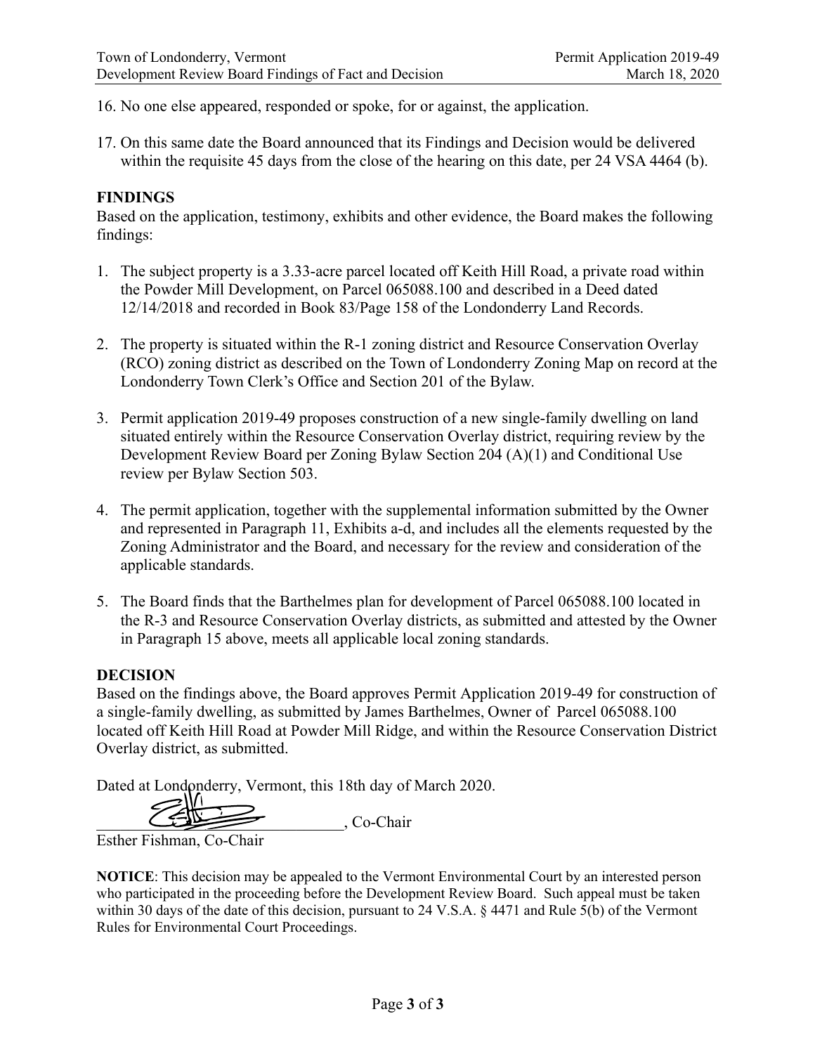16. No one else appeared, responded or spoke, for or against, the application.

17. On this same date the Board announced that its Findings and Decision would be delivered within the requisite 45 days from the close of the hearing on this date, per 24 VSA 4464 (b).

**FINDINGS**

Based on the application, testimony, exhibits and other evidence, the Board makes the following findings:

1. The subject property is a 3.33-acre parcel located off Keith Hill Road, a private road within the Powder Mill Development, on Parcel 065088.100 and described in a Deed dated 12/14/2018 and recorded in Book 83/Page 158 of the Londonderry Land Records.

2. The property is situated within the R-1 zoning district and Resource Conservation Overlay (RCO) zoning district as described on the Town of Londonderry Zoning Map on record at the Londonderry Town Clerk's Office and Section 201 of the Bylaw.

3. Permit application 2019-49 proposes construction of a new single-family dwelling on land situated entirely within the Resource Conservation Overlay district, requiring review by the Development Review Board per Zoning Bylaw Section 204 (A)(1) and Conditional Use review per Bylaw Section 503.

4. The permit application, together with the supplemental information submitted by the Owner and represented in Paragraph 11, Exhibits a-d, and includes all the elements requested by the Zoning Administrator and the Board, and necessary for the review and consideration of the applicable standards.

5. The Board finds that the Barthelmes plan for development of Parcel 065088.100 located in the R-3 and Resource Conservation Overlay districts, as submitted and attested by the Owner in Paragraph 15 above, meets all applicable local zoning standards.

**DECISION**

Based on the findings above, the Board approves Permit Application 2019-49 for construction of a single-family dwelling, as submitted by James Barthelmes, Owner of Parcel 065088.100 located off Keith Hill Road at Powder Mill Ridge, and within the Resource Conservation District Overlay district, as submitted.

Dated at Londonderry, Vermont, this 18th day of March 2020.

______________________________, Co-Chair

Esther Fishman, Co-Chair

**NOTICE**: This decision may be appealed to the Vermont Environmental Court by an interested person who participated in the proceeding before the Development Review Board. Such appeal must be taken within 30 days of the date of this decision, pursuant to 24 V.S.A. § 4471 and Rule 5(b) of the Vermont Rules for Environmental Court Proceedings.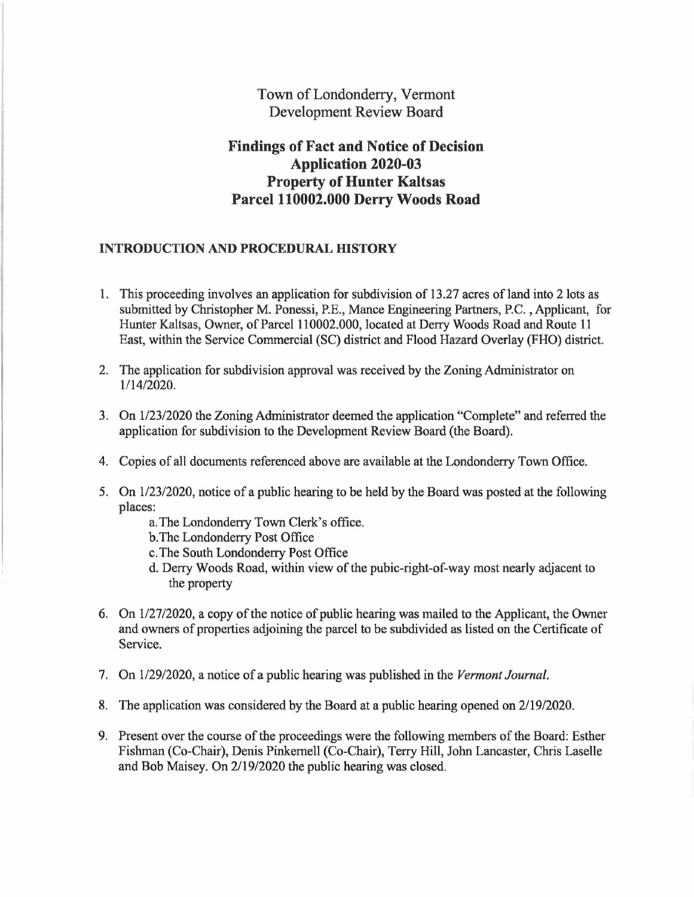Town of Londonderry, Vermont
Development Review Board

# Findings of Fact and Notice of Decision
# Application 2020-03
# Property of Hunter Kaltsas
# Parcel 110002.000 Derry Woods Road

## INTRODUCTION AND PROCEDURAL HISTORY

1. This proceeding involves an application for subdivision of 13.27 acres of land into 2 lots as submitted by Christopher M. Ponessi, P.E., Mance Engineering Partners, P.C. , Applicant, for Hunter Kaltsas, Owner, of Parcel 110002.000, located at Derry Woods Road and Route 11 East, within the Service Commercial (SC) district and Flood Hazard Overlay (FHO) district.

2. The application for subdivision approval was received by the Zoning Administrator on 1/14/2020.

3. On 1/23/2020 the Zoning Administrator deemed the application "Complete" and referred the application for subdivision to the Development Review Board (the Board).

4. Copies of all documents referenced above are available at the Londonderry Town Office.

5. On 1/23/2020, notice of a public hearing to be held by the Board was posted at the following places:
   a. The Londonderry Town Clerk's office.
   b. The Londonderry Post Office
   c. The South Londonderry Post Office
   d. Derry Woods Road, within view of the pubic-right-of-way most nearly adjacent to the property

6. On 1/27/2020, a copy of the notice of public hearing was mailed to the Applicant, the Owner and owners of properties adjoining the parcel to be subdivided as listed on the Certificate of Service.

7. On 1/29/2020, a notice of a public hearing was published in the *Vermont Journal*.

8. The application was considered by the Board at a public hearing opened on 2/19/2020.

9. Present over the course of the proceedings were the following members of the Board: Esther Fishman (Co-Chair), Denis Pinkernell (Co-Chair), Terry Hill, John Lancaster, Chris Laselle and Bob Maisey. On 2/19/2020 the public hearing was closed.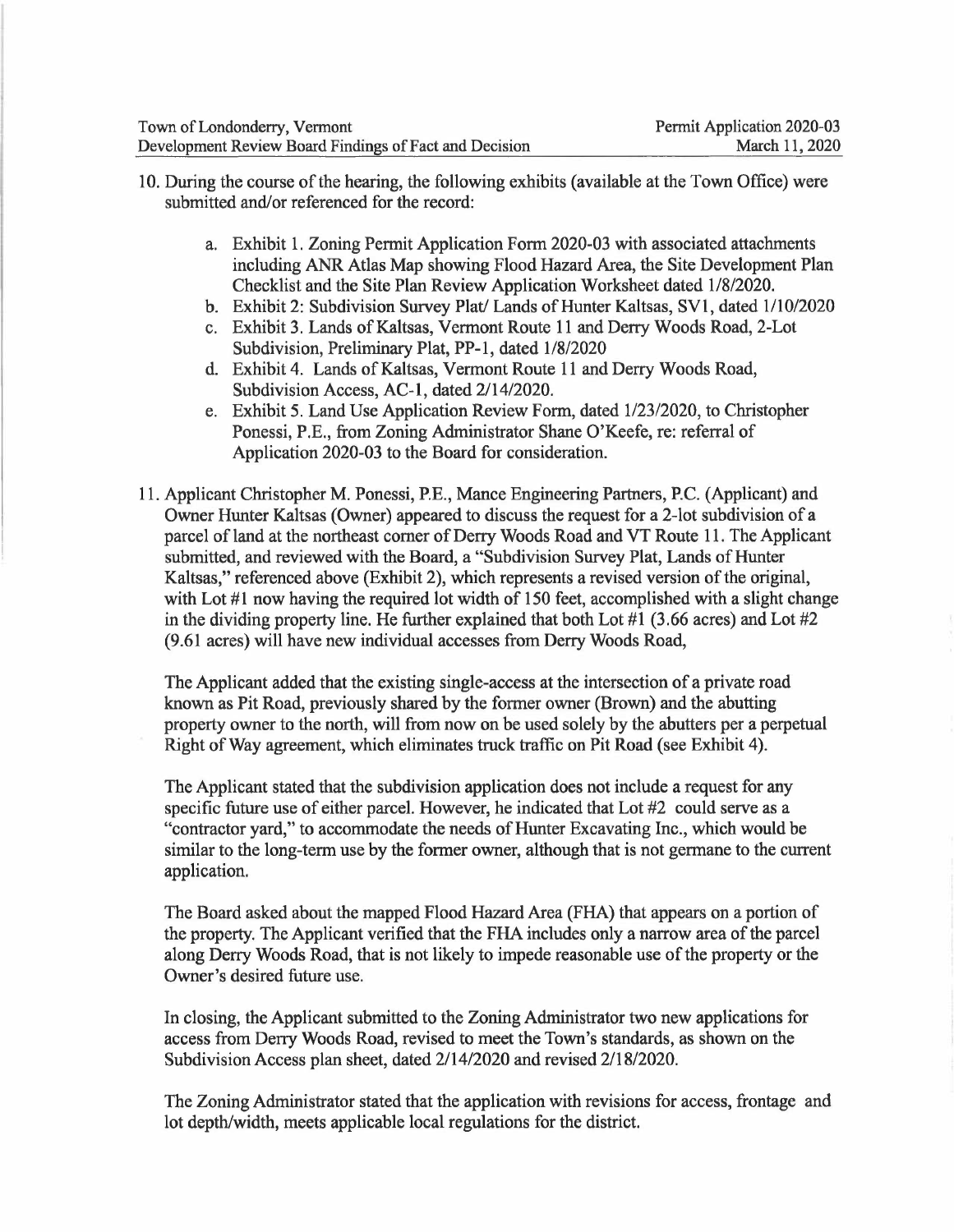10. During the course of the hearing, the following exhibits (available at the Town Office) were submitted and/or referenced for the record:

    a. Exhibit 1. Zoning Permit Application Form 2020-03 with associated attachments including ANR Atlas Map showing Flood Hazard Area, the Site Development Plan Checklist and the Site Plan Review Application Worksheet dated 1/8/2020.
    b. Exhibit 2: Subdivision Survey Plat/ Lands of Hunter Kaltsas, SV1, dated 1/10/2020
    c. Exhibit 3. Lands of Kaltsas, Vermont Route 11 and Derry Woods Road, 2-Lot Subdivision, Preliminary Plat, PP-1, dated 1/8/2020
    d. Exhibit 4. Lands of Kaltsas, Vermont Route 11 and Derry Woods Road, Subdivision Access, AC-1, dated 2/14/2020.
    e. Exhibit 5. Land Use Application Review Form, dated 1/23/2020, to Christopher Ponessi, P.E., from Zoning Administrator Shane O'Keefe, re: referral of Application 2020-03 to the Board for consideration.

11. Applicant Christopher M. Ponessi, P.E., Mance Engineering Partners, P.C. (Applicant) and Owner Hunter Kaltsas (Owner) appeared to discuss the request for a 2-lot subdivision of a parcel of land at the northeast corner of Derry Woods Road and VT Route 11. The Applicant submitted, and reviewed with the Board, a "Subdivision Survey Plat, Lands of Hunter Kaltsas," referenced above (Exhibit 2), which represents a revised version of the original, with Lot #1 now having the required lot width of 150 feet, accomplished with a slight change in the dividing property line. He further explained that both Lot #1 (3.66 acres) and Lot #2 (9.61 acres) will have new individual accesses from Derry Woods Road,

    The Applicant added that the existing single-access at the intersection of a private road known as Pit Road, previously shared by the former owner (Brown) and the abutting property owner to the north, will from now on be used solely by the abutters per a perpetual Right of Way agreement, which eliminates truck traffic on Pit Road (see Exhibit 4).

    The Applicant stated that the subdivision application does not include a request for any specific future use of either parcel. However, he indicated that Lot #2 could serve as a "contractor yard," to accommodate the needs of Hunter Excavating Inc., which would be similar to the long-term use by the former owner, although that is not germane to the current application.

    The Board asked about the mapped Flood Hazard Area (FHA) that appears on a portion of the property. The Applicant verified that the FHA includes only a narrow area of the parcel along Derry Woods Road, that is not likely to impede reasonable use of the property or the Owner's desired future use.

    In closing, the Applicant submitted to the Zoning Administrator two new applications for access from Derry Woods Road, revised to meet the Town's standards, as shown on the Subdivision Access plan sheet, dated 2/14/2020 and revised 2/18/2020.

    The Zoning Administrator stated that the application with revisions for access, frontage and lot depth/width, meets applicable local regulations for the district.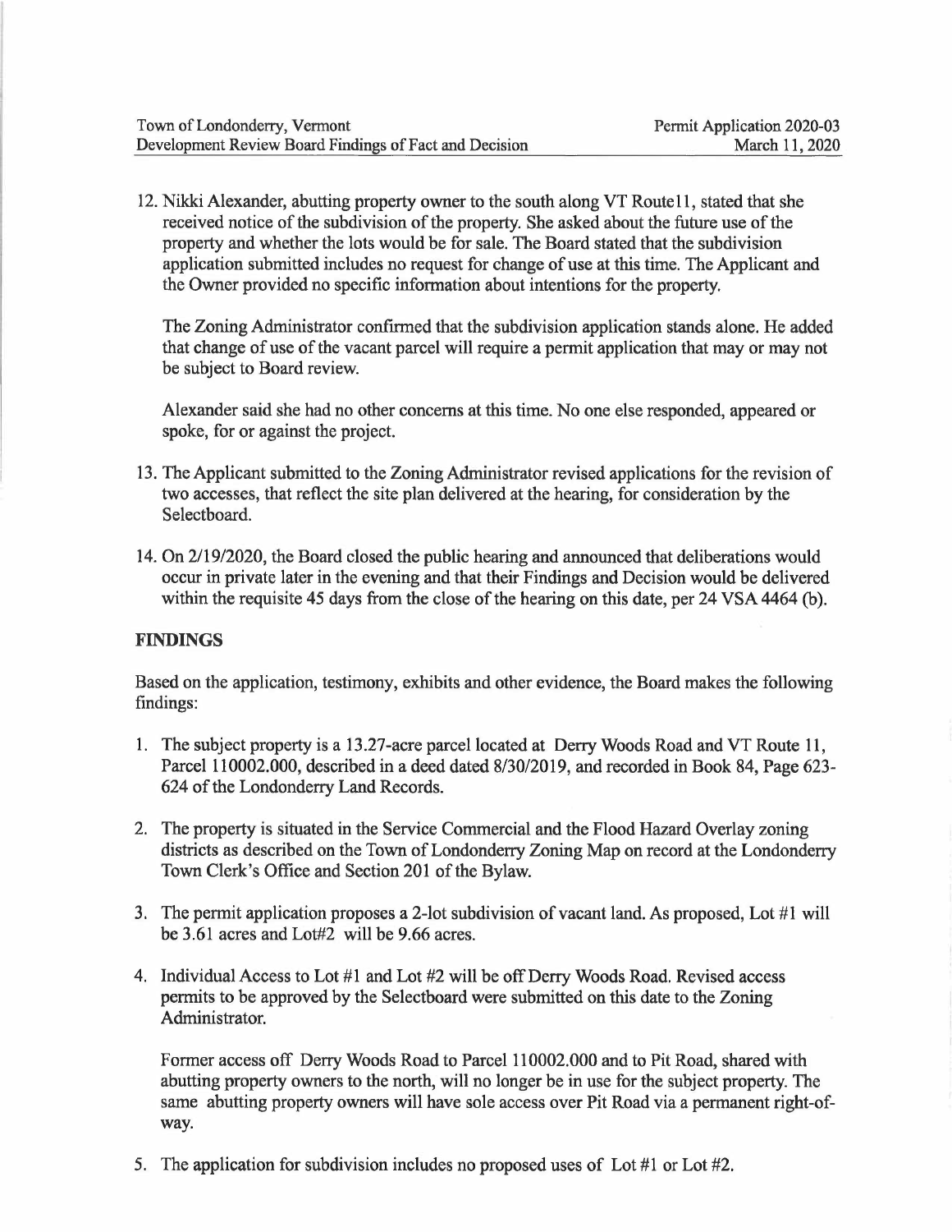12. Nikki Alexander, abutting property owner to the south along VT Route11, stated that she received notice of the subdivision of the property. She asked about the future use of the property and whether the lots would be for sale. The Board stated that the subdivision application submitted includes no request for change of use at this time. The Applicant and the Owner provided no specific information about intentions for the property.

    The Zoning Administrator confirmed that the subdivision application stands alone. He added that change of use of the vacant parcel will require a permit application that may or may not be subject to Board review.

    Alexander said she had no other concerns at this time. No one else responded, appeared or spoke, for or against the project.

13. The Applicant submitted to the Zoning Administrator revised applications for the revision of two accesses, that reflect the site plan delivered at the hearing, for consideration by the Selectboard.

14. On 2/19/2020, the Board closed the public hearing and announced that deliberations would occur in private later in the evening and that their Findings and Decision would be delivered within the requisite 45 days from the close of the hearing on this date, per 24 VSA 4464 (b).

## FINDINGS

Based on the application, testimony, exhibits and other evidence, the Board makes the following findings:

1. The subject property is a 13.27-acre parcel located at Derry Woods Road and VT Route 11, Parcel 110002.000, described in a deed dated 8/30/2019, and recorded in Book 84, Page 623-624 of the Londonderry Land Records.

2. The property is situated in the Service Commercial and the Flood Hazard Overlay zoning districts as described on the Town of Londonderry Zoning Map on record at the Londonderry Town Clerk's Office and Section 201 of the Bylaw.

3. The permit application proposes a 2-lot subdivision of vacant land. As proposed, Lot #1 will be 3.61 acres and Lot#2 will be 9.66 acres.

4. Individual Access to Lot #1 and Lot #2 will be off Derry Woods Road. Revised access permits to be approved by the Selectboard were submitted on this date to the Zoning Administrator.

    Former access off Derry Woods Road to Parcel 110002.000 and to Pit Road, shared with abutting property owners to the north, will no longer be in use for the subject property. The same abutting property owners will have sole access over Pit Road via a permanent right-of-way.

5. The application for subdivision includes no proposed uses of Lot #1 or Lot #2.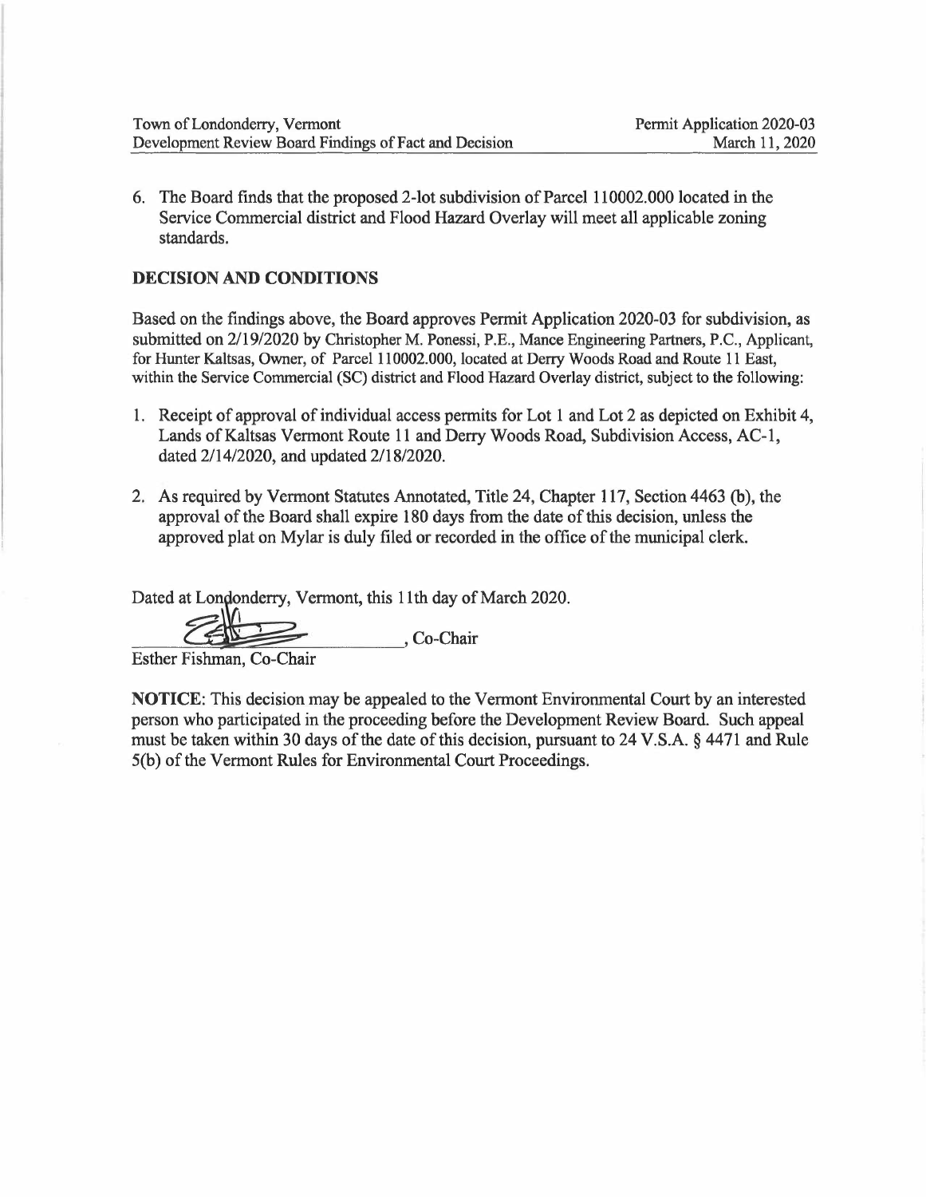6. The Board finds that the proposed 2-lot subdivision of Parcel 110002.000 located in the Service Commercial district and Flood Hazard Overlay will meet all applicable zoning standards.

## DECISION AND CONDITIONS

Based on the findings above, the Board approves Permit Application 2020-03 for subdivision, as submitted on 2/19/2020 by Christopher M. Ponessi, P.E., Mance Engineering Partners, P.C., Applicant, for Hunter Kaltsas, Owner, of Parcel 110002.000, located at Derry Woods Road and Route 11 East, within the Service Commercial (SC) district and Flood Hazard Overlay district, subject to the following:

1. Receipt of approval of individual access permits for Lot 1 and Lot 2 as depicted on Exhibit 4, Lands of Kaltsas Vermont Route 11 and Derry Woods Road, Subdivision Access, AC-1, dated 2/14/2020, and updated 2/18/2020.
2. As required by Vermont Statutes Annotated, Title 24, Chapter 117, Section 4463 (b), the approval of the Board shall expire 180 days from the date of this decision, unless the approved plat on Mylar is duly filed or recorded in the office of the municipal clerk.

Dated at Londonderry, Vermont, this 11th day of March 2020.

\_\_\_\_\_\_\_\_\_\_\_\_\_\_\_\_\_\_\_\_\_\_\_\_\_\_\_\_, Co-Chair

Esther Fishman, Co-Chair

**NOTICE**: This decision may be appealed to the Vermont Environmental Court by an interested person who participated in the proceeding before the Development Review Board. Such appeal must be taken within 30 days of the date of this decision, pursuant to 24 V.S.A. § 4471 and Rule 5(b) of the Vermont Rules for Environmental Court Proceedings.